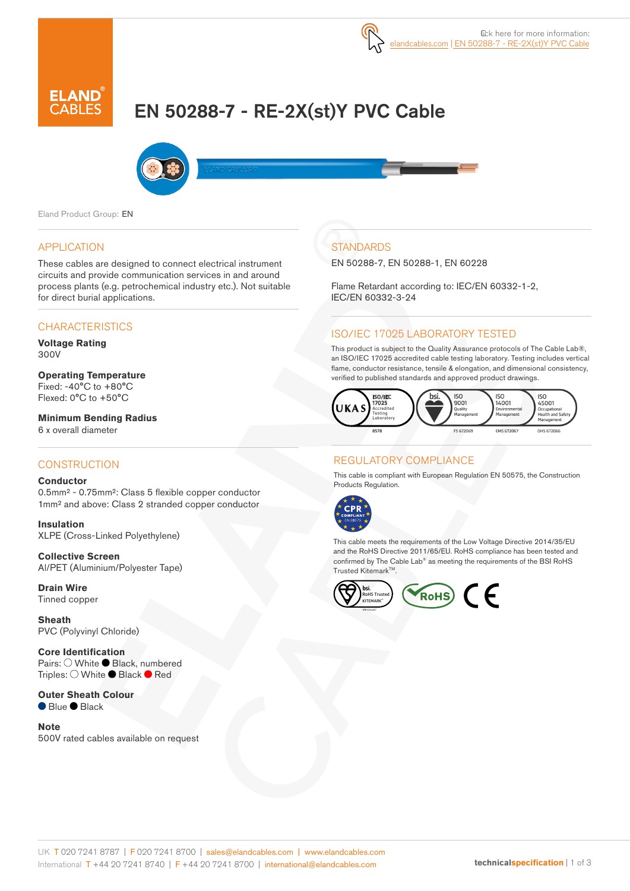Click here for more information: elandcables.com | EN 50288-7 - RE-2X(st)Y PVC Cable

ELAND CABLES

# EN 50288-7 - RE-2X(st)Y PVC Cable

Eland Product Group: EN

## APPLICATION

These cables are designed to connect electrical instrument circuits and provide communication services in and around process plants (e.g. petrochemical industry etc.). Not suitable for direct burial applications.

## CHARACTERISTICS

**Voltage Rating**
300V

**Operating Temperature**
Fixed: -40°C to +80°C
Flexed: 0°C to +50°C

**Minimum Bending Radius**
6 x overall diameter

## CONSTRUCTION

**Conductor**
0.5mm² - 0.75mm²: Class 5 flexible copper conductor
1mm² and above: Class 2 stranded copper conductor

**Insulation**
XLPE (Cross-Linked Polyethylene)

**Collective Screen**
Al/PET (Aluminium/Polyester Tape)

**Drain Wire**
Tinned copper

**Sheath**
PVC (Polyvinyl Chloride)

**Core Identification**
Pairs: ○ White ● Black, numbered
Triples: ○ White ● Black ● Red

**Outer Sheath Colour**
● Blue ● Black

**Note**
500V rated cables available on request

## STANDARDS

EN 50288-7, EN 50288-1, EN 60228

Flame Retardant according to: IEC/EN 60332-1-2, IEC/EN 60332-3-24

## ISO/IEC 17025 LABORATORY TESTED

This product is subject to the Quality Assurance protocols of The Cable Lab®, an ISO/IEC 17025 accredited cable testing laboratory. Testing includes vertical flame, conductor resistance, tensile & elongation, and dimensional consistency, verified to published standards and approved product drawings.

UKAS ISO/IEC 17025 Accredited Testing Laboratory 8578 | bsi. ISO 9001 Quality Management FS 672069 | ISO 14001 Environmental Management EMS 672067 | ISO 45001 Occupational Health and Safety Management OHS 672066

## REGULATORY COMPLIANCE

This cable is compliant with European Regulation EN 50575, the Construction Products Regulation.

CPR COMPLIANT EN 50575

This cable meets the requirements of the Low Voltage Directive 2014/35/EU and the RoHS Directive 2011/65/EU. RoHS compliance has been tested and confirmed by The Cable Lab® as meeting the requirements of the BSI RoHS Trusted Kitemark™.

bsi. RoHS Trusted KITEMARK™ | RoHS | CE

UK T 020 7241 8787 | F 020 7241 8700 | sales@elandcables.com | www.elandcables.com
International T +44 20 7241 8740 | F +44 20 7241 8700 | international@elandcables.com

technicalspecification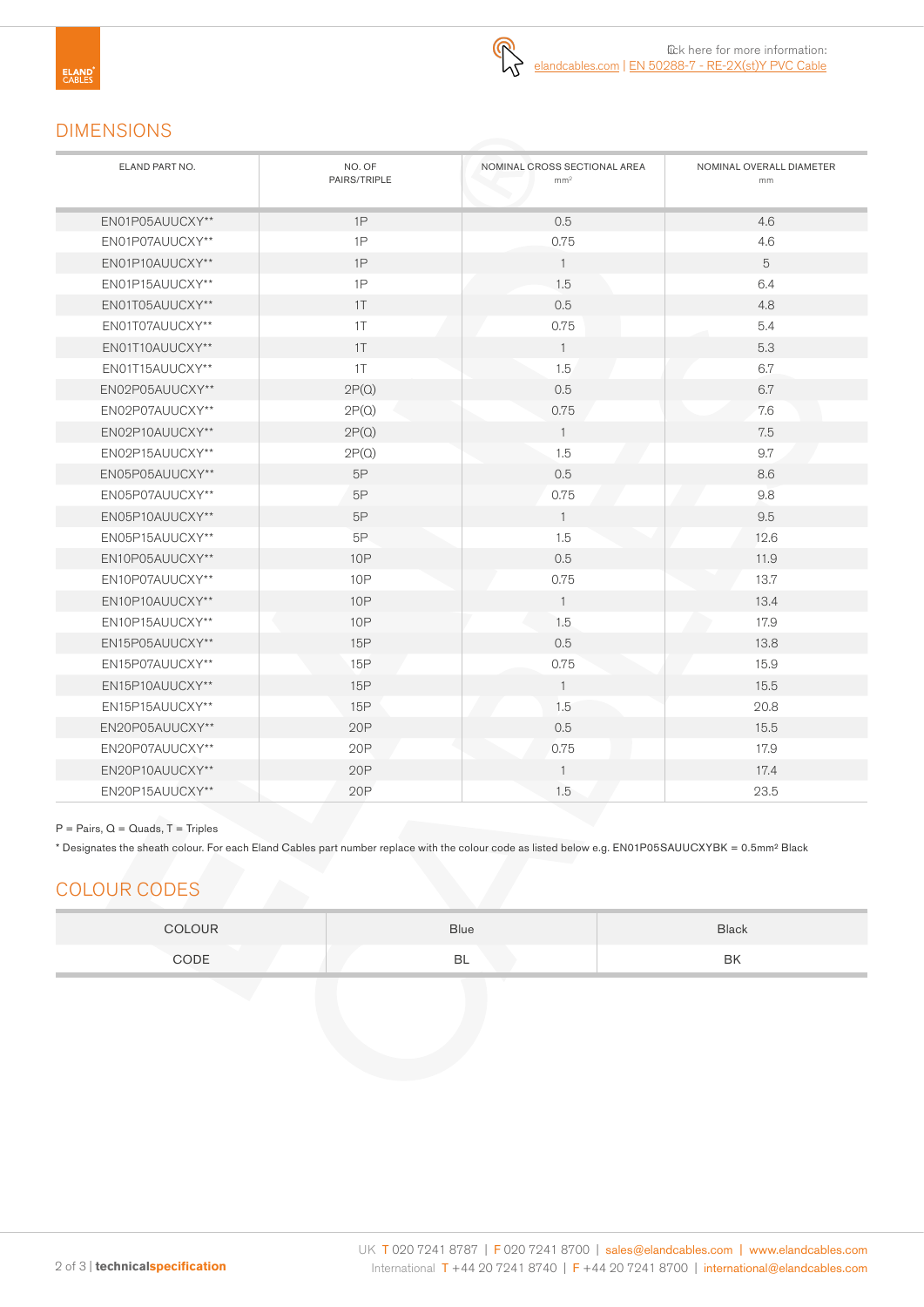Click here for more information: elandcables.com | EN 50288-7 - RE-2X(st)Y PVC Cable

## DIMENSIONS

| ELAND PART NO. | NO. OF PAIRS/TRIPLE | NOMINAL CROSS SECTIONAL AREA mm² | NOMINAL OVERALL DIAMETER mm |
|---|---|---|---|
| EN01P05AUUCXY** | 1P | 0.5 | 4.6 |
| EN01P07AUUCXY** | 1P | 0.75 | 4.6 |
| EN01P10AUUCXY** | 1P | 1 | 5 |
| EN01P15AUUCXY** | 1P | 1.5 | 6.4 |
| EN01T05AUUCXY** | 1T | 0.5 | 4.8 |
| EN01T07AUUCXY** | 1T | 0.75 | 5.4 |
| EN01T10AUUCXY** | 1T | 1 | 5.3 |
| EN01T15AUUCXY** | 1T | 1.5 | 6.7 |
| EN02P05AUUCXY** | 2P(Q) | 0.5 | 6.7 |
| EN02P07AUUCXY** | 2P(Q) | 0.75 | 7.6 |
| EN02P10AUUCXY** | 2P(Q) | 1 | 7.5 |
| EN02P15AUUCXY** | 2P(Q) | 1.5 | 9.7 |
| EN05P05AUUCXY** | 5P | 0.5 | 8.6 |
| EN05P07AUUCXY** | 5P | 0.75 | 9.8 |
| EN05P10AUUCXY** | 5P | 1 | 9.5 |
| EN05P15AUUCXY** | 5P | 1.5 | 12.6 |
| EN10P05AUUCXY** | 10P | 0.5 | 11.9 |
| EN10P07AUUCXY** | 10P | 0.75 | 13.7 |
| EN10P10AUUCXY** | 10P | 1 | 13.4 |
| EN10P15AUUCXY** | 10P | 1.5 | 17.9 |
| EN15P05AUUCXY** | 15P | 0.5 | 13.8 |
| EN15P07AUUCXY** | 15P | 0.75 | 15.9 |
| EN15P10AUUCXY** | 15P | 1 | 15.5 |
| EN15P15AUUCXY** | 15P | 1.5 | 20.8 |
| EN20P05AUUCXY** | 20P | 0.5 | 15.5 |
| EN20P07AUUCXY** | 20P | 0.75 | 17.9 |
| EN20P10AUUCXY** | 20P | 1 | 17.4 |
| EN20P15AUUCXY** | 20P | 1.5 | 23.5 |

P = Pairs, Q = Quads, T = Triples

* Designates the sheath colour. For each Eland Cables part number replace with the colour code as listed below e.g. EN01P05SAUUCXYBK = 0.5mm² Black

## COLOUR CODES

| COLOUR | Blue | Black |
|---|---|---|
| CODE | BL | BK |

UK T 020 7241 8787 | F 020 7241 8700 | sales@elandcables.com | www.elandcables.com
International T +44 20 7241 8740 | F +44 20 7241 8700 | international@elandcables.com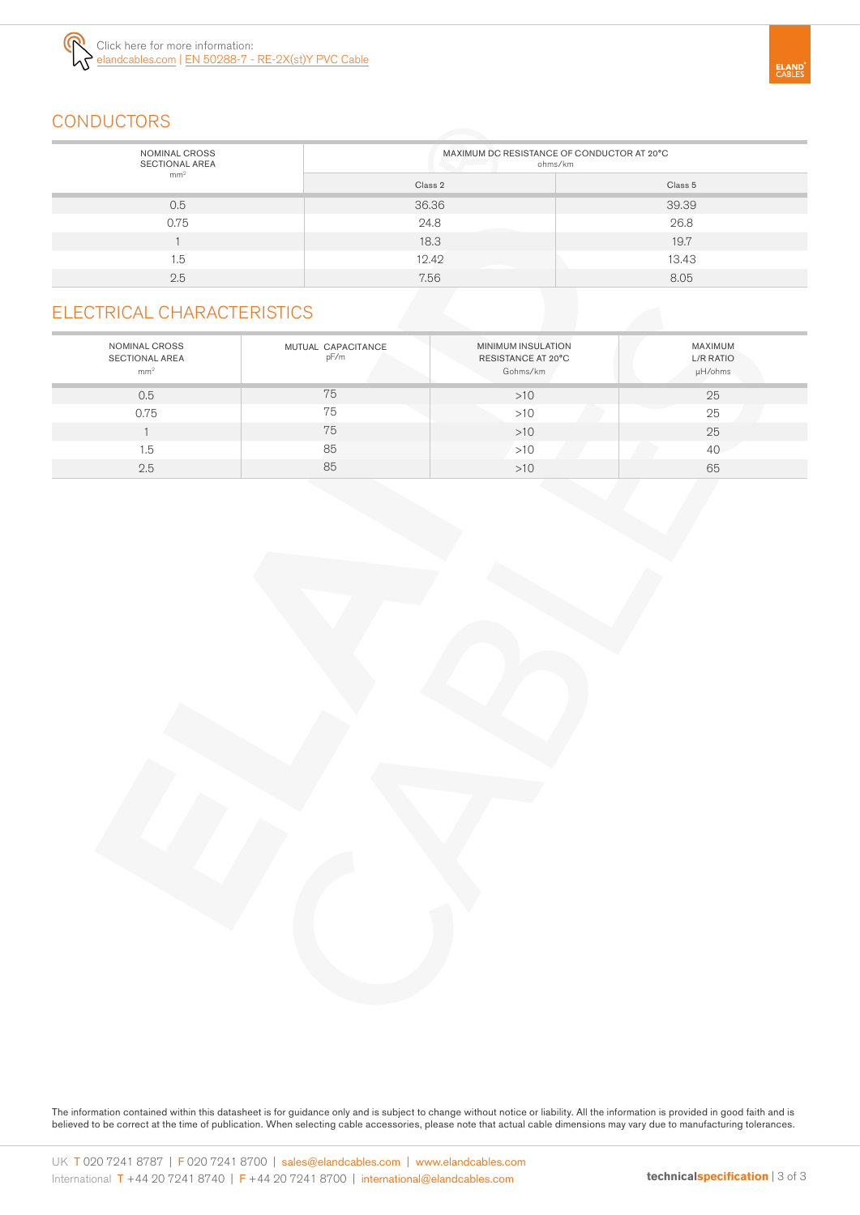Click here for more information:
elandcables.com | EN 50288-7 - RE-2X(st)Y PVC Cable

## CONDUCTORS

| NOMINAL CROSS SECTIONAL AREA mm² | MAXIMUM DC RESISTANCE OF CONDUCTOR AT 20°C ohms/km | |
|---|---|---|
| | Class 2 | Class 5 |
| 0.5 | 36.36 | 39.39 |
| 0.75 | 24.8 | 26.8 |
| 1 | 18.3 | 19.7 |
| 1.5 | 12.42 | 13.43 |
| 2.5 | 7.56 | 8.05 |

## ELECTRICAL CHARACTERISTICS

| NOMINAL CROSS SECTIONAL AREA mm² | MUTUAL CAPACITANCE pF/m | MINIMUM INSULATION RESISTANCE AT 20°C Gohms/km | MAXIMUM L/R RATIO µH/ohms |
|---|---|---|---|
| 0.5 | 75 | >10 | 25 |
| 0.75 | 75 | >10 | 25 |
| 1 | 75 | >10 | 25 |
| 1.5 | 85 | >10 | 40 |
| 2.5 | 85 | >10 | 65 |

The information contained within this datasheet is for guidance only and is subject to change without notice or liability. All the information is provided in good faith and is believed to be correct at the time of publication. When selecting cable accessories, please note that actual cable dimensions may vary due to manufacturing tolerances.

UK T 020 7241 8787 | F 020 7241 8700 | sales@elandcables.com | www.elandcables.com
International T +44 20 7241 8740 | F +44 20 7241 8700 | international@elandcables.com

technicalspecification